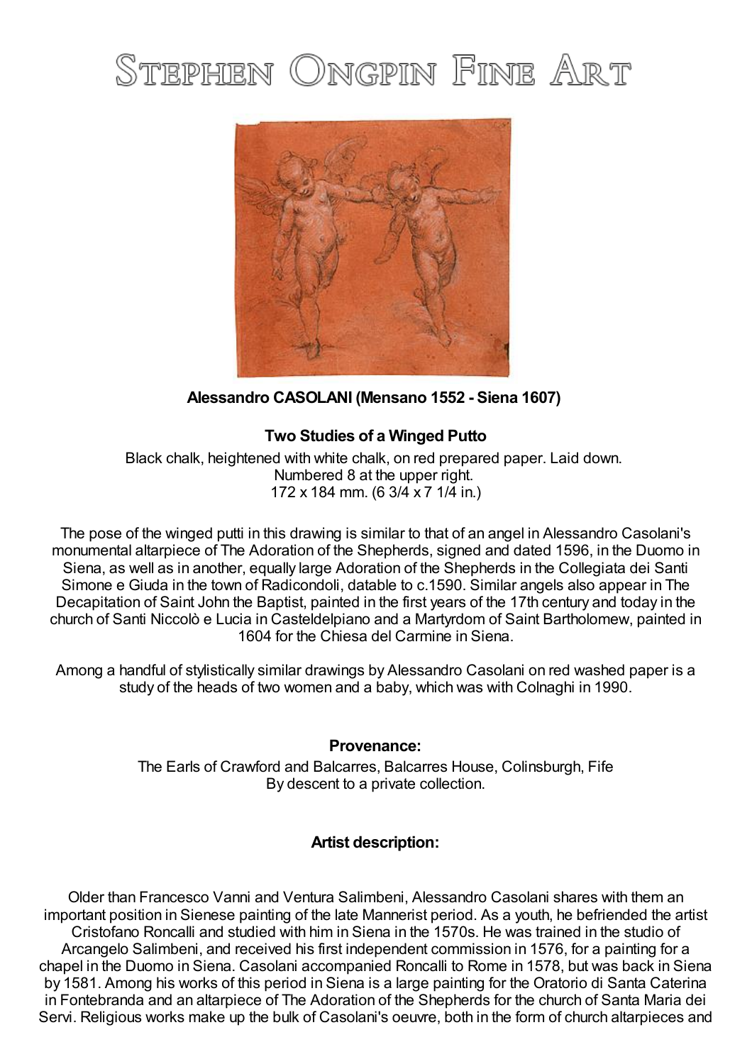# Stephen Ongpin Fine Art

**Alessandro CASOLANI (Mensano 1552 - Siena 1607)**

**Two Studies of a Winged Putto**

Black chalk, heightened with white chalk, on red prepared paper. Laid down.
Numbered 8 at the upper right.
172 x 184 mm. (6 3/4 x 7 1/4 in.)

The pose of the winged putti in this drawing is similar to that of an angel in Alessandro Casolani's monumental altarpiece of The Adoration of the Shepherds, signed and dated 1596, in the Duomo in Siena, as well as in another, equally large Adoration of the Shepherds in the Collegiata dei Santi Simone e Giuda in the town of Radicondoli, datable to c.1590. Similar angels also appear in The Decapitation of Saint John the Baptist, painted in the first years of the 17th century and today in the church of Santi Niccolò e Lucia in Casteldelpiano and a Martyrdom of Saint Bartholomew, painted in 1604 for the Chiesa del Carmine in Siena.

Among a handful of stylistically similar drawings by Alessandro Casolani on red washed paper is a study of the heads of two women and a baby, which was with Colnaghi in 1990.

**Provenance:**

The Earls of Crawford and Balcarres, Balcarres House, Colinsburgh, Fife
By descent to a private collection.

**Artist description:**

Older than Francesco Vanni and Ventura Salimbeni, Alessandro Casolani shares with them an important position in Sienese painting of the late Mannerist period. As a youth, he befriended the artist Cristofano Roncalli and studied with him in Siena in the 1570s. He was trained in the studio of Arcangelo Salimbeni, and received his first independent commission in 1576, for a painting for a chapel in the Duomo in Siena. Casolani accompanied Roncalli to Rome in 1578, but was back in Siena by 1581. Among his works of this period in Siena is a large painting for the Oratorio di Santa Caterina in Fontebranda and an altarpiece of The Adoration of the Shepherds for the church of Santa Maria dei Servi. Religious works make up the bulk of Casolani's oeuvre, both in the form of church altarpieces and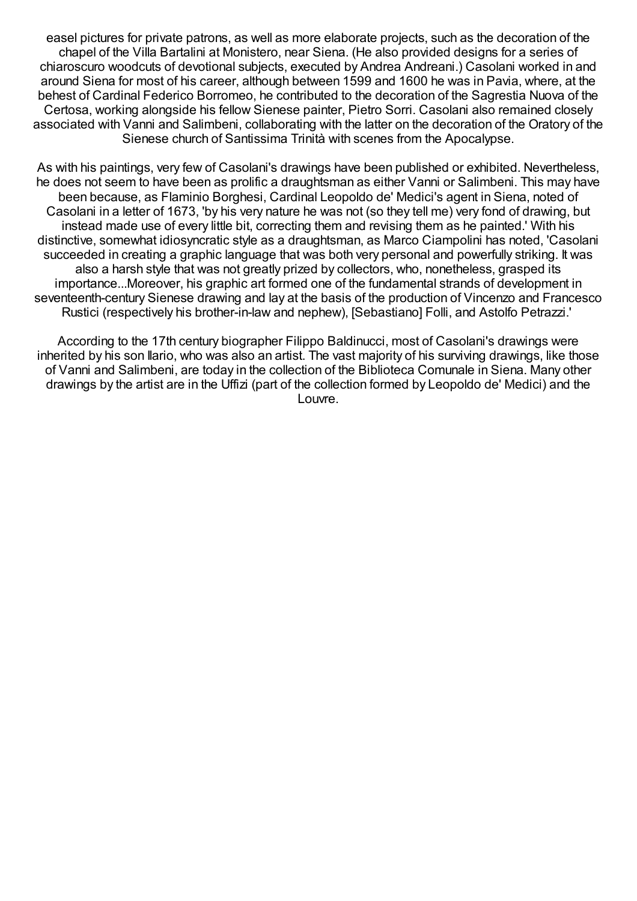easel pictures for private patrons, as well as more elaborate projects, such as the decoration of the chapel of the Villa Bartalini at Monistero, near Siena. (He also provided designs for a series of chiaroscuro woodcuts of devotional subjects, executed by Andrea Andreani.) Casolani worked in and around Siena for most of his career, although between 1599 and 1600 he was in Pavia, where, at the behest of Cardinal Federico Borromeo, he contributed to the decoration of the Sagrestia Nuova of the Certosa, working alongside his fellow Sienese painter, Pietro Sorri. Casolani also remained closely associated with Vanni and Salimbeni, collaborating with the latter on the decoration of the Oratory of the Sienese church of Santissima Trinità with scenes from the Apocalypse.

As with his paintings, very few of Casolani's drawings have been published or exhibited. Nevertheless, he does not seem to have been as prolific a draughtsman as either Vanni or Salimbeni. This may have been because, as Flaminio Borghesi, Cardinal Leopoldo de' Medici's agent in Siena, noted of Casolani in a letter of 1673, 'by his very nature he was not (so they tell me) very fond of drawing, but instead made use of every little bit, correcting them and revising them as he painted.' With his distinctive, somewhat idiosyncratic style as a draughtsman, as Marco Ciampolini has noted, 'Casolani succeeded in creating a graphic language that was both very personal and powerfully striking. It was also a harsh style that was not greatly prized by collectors, who, nonetheless, grasped its importance...Moreover, his graphic art formed one of the fundamental strands of development in seventeenth-century Sienese drawing and lay at the basis of the production of Vincenzo and Francesco Rustici (respectively his brother-in-law and nephew), [Sebastiano] Folli, and Astolfo Petrazzi.'

According to the 17th century biographer Filippo Baldinucci, most of Casolani's drawings were inherited by his son Ilario, who was also an artist. The vast majority of his surviving drawings, like those of Vanni and Salimbeni, are today in the collection of the Biblioteca Comunale in Siena. Many other drawings by the artist are in the Uffizi (part of the collection formed by Leopoldo de' Medici) and the Louvre.